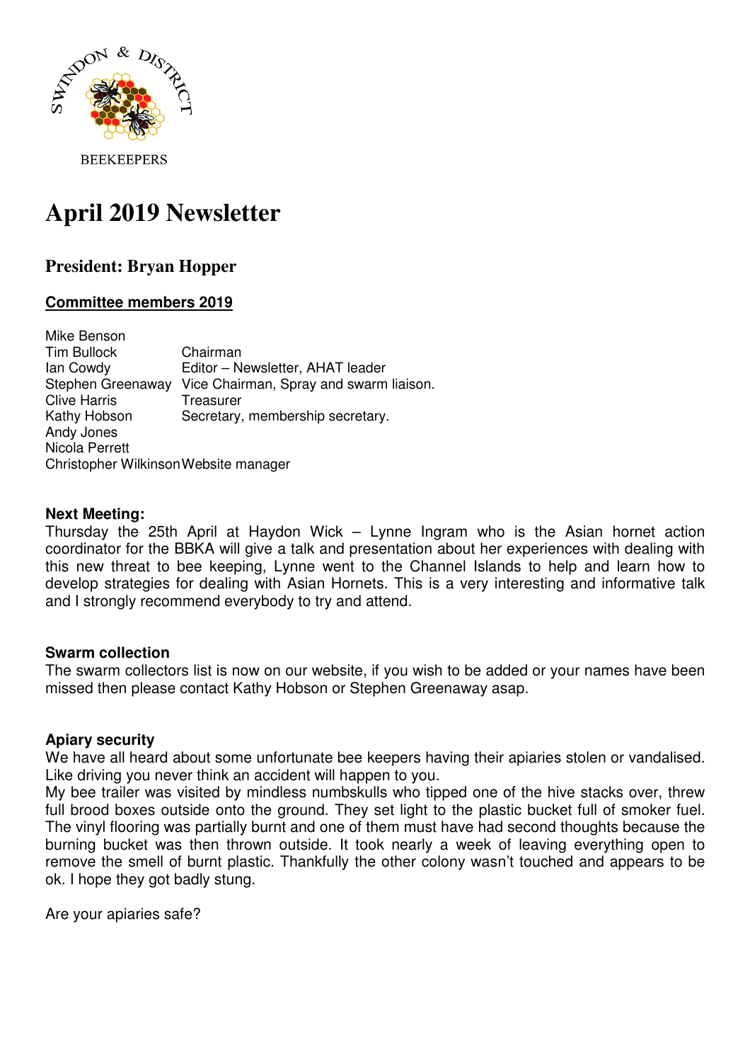SWINDON & DISTRICT

BEEKEEPERS

# April 2019 Newsletter

## President: Bryan Hopper

**Committee members 2019**

| | |
|---|---|
| Mike Benson | |
| Tim Bullock | Chairman |
| Ian Cowdy | Editor – Newsletter, AHAT leader |
| Stephen Greenaway | Vice Chairman, Spray and swarm liaison. |
| Clive Harris | Treasurer |
| Kathy Hobson | Secretary, membership secretary. |
| Andy Jones | |
| Nicola Perrett | |
| Christopher Wilkinson | Website manager |

### Next Meeting:

Thursday the 25th April at Haydon Wick – Lynne Ingram who is the Asian hornet action coordinator for the BBKA will give a talk and presentation about her experiences with dealing with this new threat to bee keeping, Lynne went to the Channel Islands to help and learn how to develop strategies for dealing with Asian Hornets. This is a very interesting and informative talk and I strongly recommend everybody to try and attend.

### Swarm collection

The swarm collectors list is now on our website, if you wish to be added or your names have been missed then please contact Kathy Hobson or Stephen Greenaway asap.

### Apiary security

We have all heard about some unfortunate bee keepers having their apiaries stolen or vandalised. Like driving you never think an accident will happen to you.

My bee trailer was visited by mindless numbskulls who tipped one of the hive stacks over, threw full brood boxes outside onto the ground. They set light to the plastic bucket full of smoker fuel. The vinyl flooring was partially burnt and one of them must have had second thoughts because the burning bucket was then thrown outside. It took nearly a week of leaving everything open to remove the smell of burnt plastic. Thankfully the other colony wasn't touched and appears to be ok. I hope they got badly stung.

Are your apiaries safe?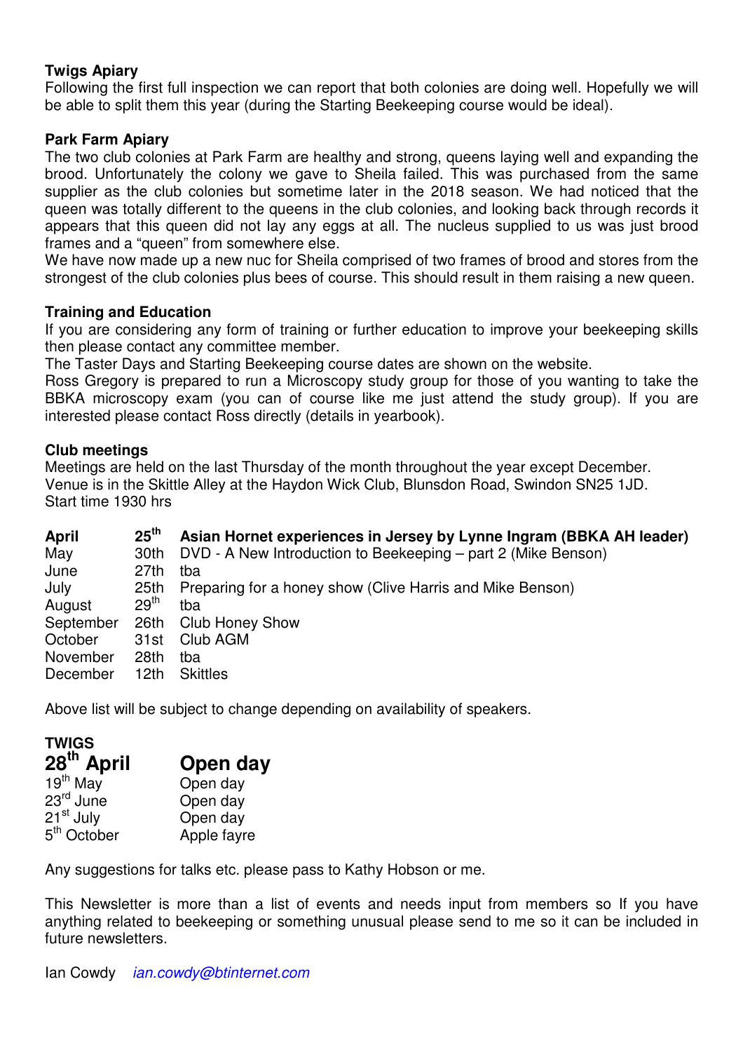**Twigs Apiary**

Following the first full inspection we can report that both colonies are doing well. Hopefully we will be able to split them this year (during the Starting Beekeeping course would be ideal).

**Park Farm Apiary**

The two club colonies at Park Farm are healthy and strong, queens laying well and expanding the brood. Unfortunately the colony we gave to Sheila failed. This was purchased from the same supplier as the club colonies but sometime later in the 2018 season. We had noticed that the queen was totally different to the queens in the club colonies, and looking back through records it appears that this queen did not lay any eggs at all. The nucleus supplied to us was just brood frames and a "queen" from somewhere else.

We have now made up a new nuc for Sheila comprised of two frames of brood and stores from the strongest of the club colonies plus bees of course. This should result in them raising a new queen.

**Training and Education**

If you are considering any form of training or further education to improve your beekeeping skills then please contact any committee member.

The Taster Days and Starting Beekeeping course dates are shown on the website.

Ross Gregory is prepared to run a Microscopy study group for those of you wanting to take the BBKA microscopy exam (you can of course like me just attend the study group). If you are interested please contact Ross directly (details in yearbook).

**Club meetings**

Meetings are held on the last Thursday of the month throughout the year except December.
Venue is in the Skittle Alley at the Haydon Wick Club, Blunsdon Road, Swindon SN25 1JD.
Start time 1930 hrs

| | | |
|---|---|---|
| **April** | **25th** | **Asian Hornet experiences in Jersey by Lynne Ingram (BBKA AH leader)** |
| May | 30th | DVD - A New Introduction to Beekeeping – part 2 (Mike Benson) |
| June | 27th | tba |
| July | 25th | Preparing for a honey show (Clive Harris and Mike Benson) |
| August | 29th | tba |
| September | 26th | Club Honey Show |
| October | 31st | Club AGM |
| November | 28th | tba |
| December | 12th | Skittles |

Above list will be subject to change depending on availability of speakers.

**TWIGS**

| | |
|---|---|
| **28th April** | **Open day** |
| 19th May | Open day |
| 23rd June | Open day |
| 21st July | Open day |
| 5th October | Apple fayre |

Any suggestions for talks etc. please pass to Kathy Hobson or me.

This Newsletter is more than a list of events and needs input from members so If you have anything related to beekeeping or something unusual please send to me so it can be included in future newsletters.

Ian Cowdy *ian.cowdy@btinternet.com*